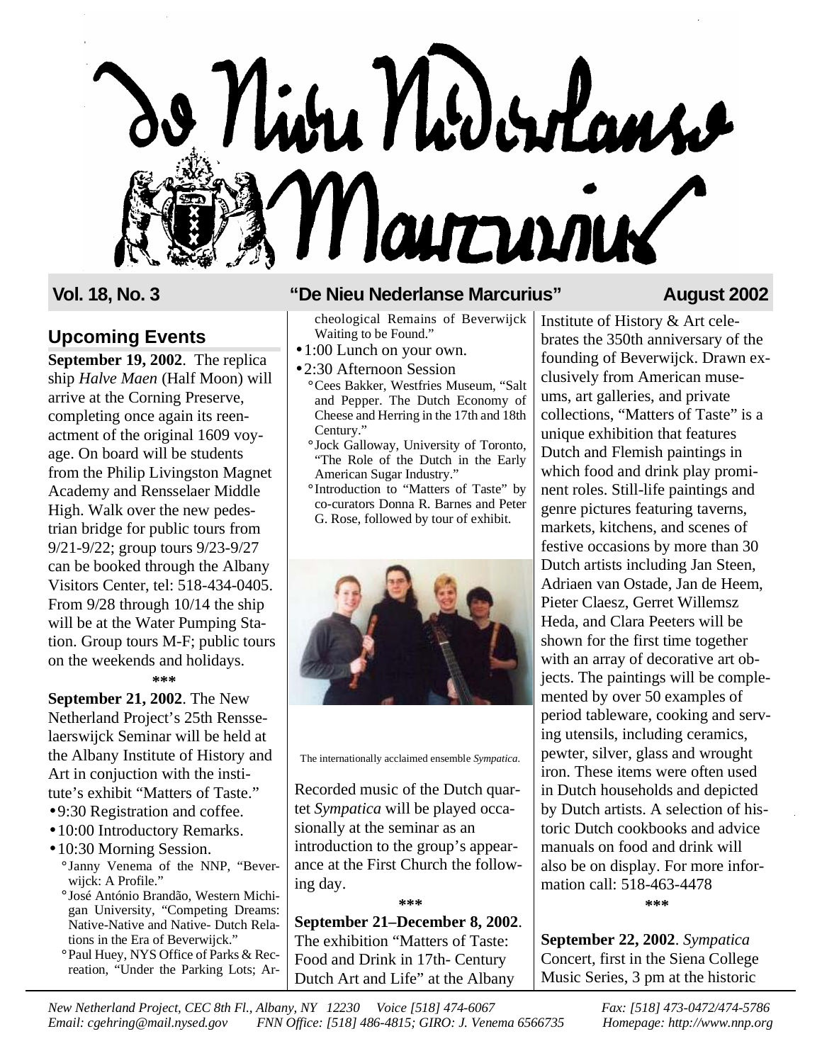# De Nieu Nederlanse Marcurius

**Vol. 18, No. 3** — **"De Nieu Nederlanse Marcurius"** — **August 2002**

## Upcoming Events

**September 19, 2002**. The replica ship *Halve Maen* (Half Moon) will arrive at the Corning Preserve, completing once again its reenactment of the original 1609 voyage. On board will be students from the Philip Livingston Magnet Academy and Rensselaer Middle High. Walk over the new pedestrian bridge for public tours from 9/21-9/22; group tours 9/23-9/27 can be booked through the Albany Visitors Center, tel: 518-434-0405. From 9/28 through 10/14 the ship will be at the Water Pumping Station. Group tours M-F; public tours on the weekends and holidays.

***

**September 21, 2002**. The New Netherland Project's 25th Rensselaerswijck Seminar will be held at the Albany Institute of History and Art in conjuction with the institute's exhibit "Matters of Taste."

- 9:30 Registration and coffee.
- 10:00 Introductory Remarks.
- 10:30 Morning Session.
  - Janny Venema of the NNP, "Beverwijck: A Profile."
  - José António Brandão, Western Michigan University, "Competing Dreams: Native-Native and Native- Dutch Relations in the Era of Beverwijck."
  - Paul Huey, NYS Office of Parks & Recreation, "Under the Parking Lots; Archeological Remains of Beverwijck Waiting to be Found."
- 1:00 Lunch on your own.
- 2:30 Afternoon Session
  - Cees Bakker, Westfries Museum, "Salt and Pepper. The Dutch Economy of Cheese and Herring in the 17th and 18th Century."
  - Jock Galloway, University of Toronto, "The Role of the Dutch in the Early American Sugar Industry."
  - Introduction to "Matters of Taste" by co-curators Donna R. Barnes and Peter G. Rose, followed by tour of exhibit.

The internationally acclaimed ensemble *Sympatica*.

Recorded music of the Dutch quartet *Sympatica* will be played occasionally at the seminar as an introduction to the group's appearance at the First Church the following day.

***

**September 21–December 8, 2002**. The exhibition "Matters of Taste: Food and Drink in 17th- Century Dutch Art and Life" at the Albany Institute of History & Art celebrates the 350th anniversary of the founding of Beverwijck. Drawn exclusively from American museums, art galleries, and private collections, "Matters of Taste" is a unique exhibition that features Dutch and Flemish paintings in which food and drink play prominent roles. Still-life paintings and genre pictures featuring taverns, markets, kitchens, and scenes of festive occasions by more than 30 Dutch artists including Jan Steen, Adriaen van Ostade, Jan de Heem, Pieter Claesz, Gerret Willemsz Heda, and Clara Peeters will be shown for the first time together with an array of decorative art objects. The paintings will be complemented by over 50 examples of period tableware, cooking and serving utensils, including ceramics, pewter, silver, glass and wrought iron. These items were often used in Dutch households and depicted by Dutch artists. A selection of historic Dutch cookbooks and advice manuals on food and drink will also be on display. For more information call: 518-463-4478

***

**September 22, 2002**. *Sympatica* Concert, first in the Siena College Music Series, 3 pm at the historic

*New Netherland Project, CEC 8th Fl., Albany, NY 12230 Voice [518] 474-6067 Fax: [518] 473-0472/474-5786*
*Email: cgehring@mail.nysed.gov FNN Office: [518] 486-4815; GIRO: J. Venema 6566735 Homepage: http://www.nnp.org*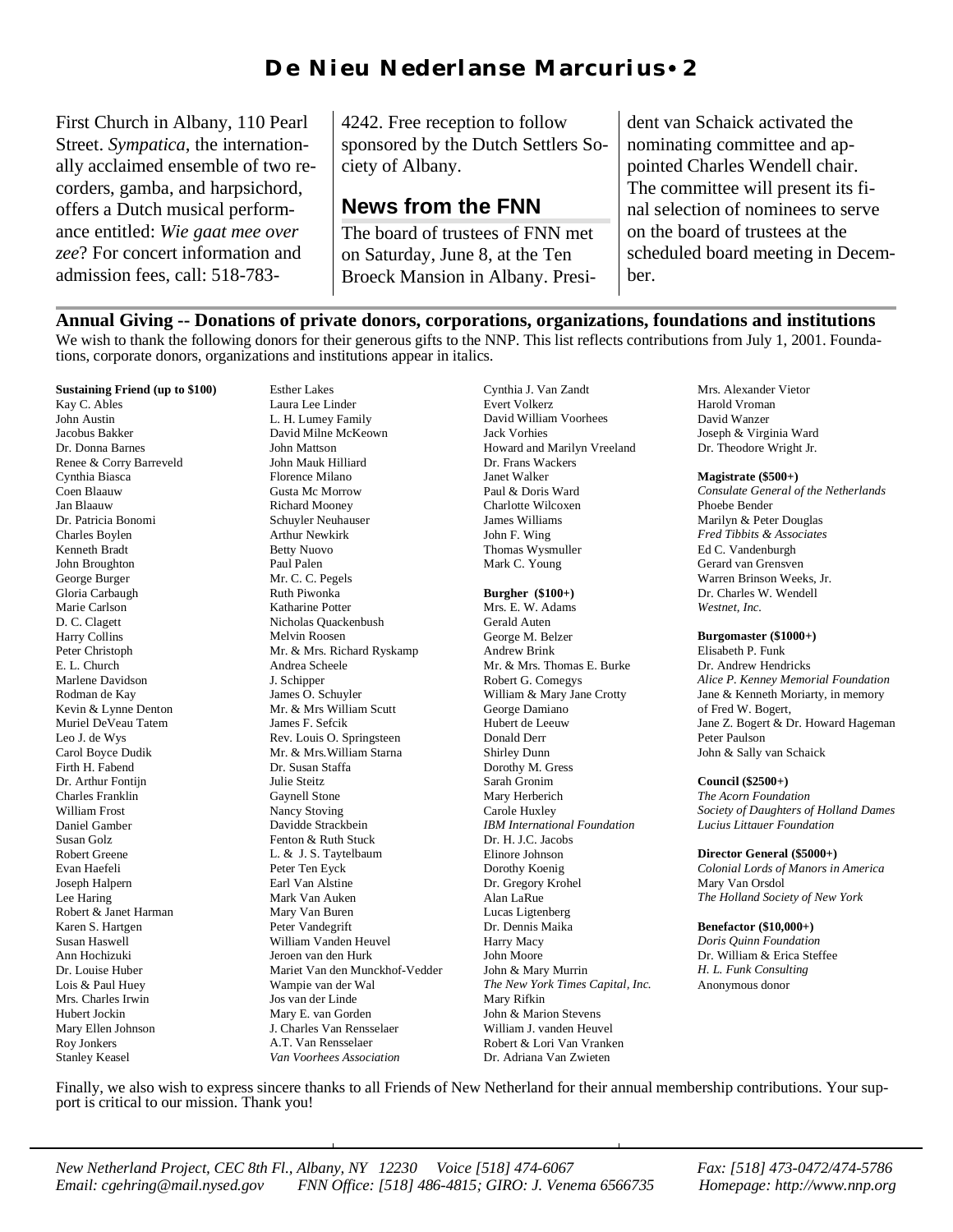First Church in Albany, 110 Pearl Street. *Sympatica*, the internationally acclaimed ensemble of two recorders, gamba, and harpsichord, offers a Dutch musical performance entitled: *Wie gaat mee over zee*? For concert information and admission fees, call: 518-783-4242. Free reception to follow sponsored by the Dutch Settlers Society of Albany.

## News from the FNN

The board of trustees of FNN met on Saturday, June 8, at the Ten Broeck Mansion in Albany. President van Schaick activated the nominating committee and appointed Charles Wendell chair. The committee will present its final selection of nominees to serve on the board of trustees at the scheduled board meeting in December.

## Annual Giving -- Donations of private donors, corporations, organizations, foundations and institutions

We wish to thank the following donors for their generous gifts to the NNP. This list reflects contributions from July 1, 2001. Foundations, corporate donors, organizations and institutions appear in italics.

**Sustaining Friend (up to $100)**

Kay C. Ables
John Austin
Jacobus Bakker
Dr. Donna Barnes
Renee & Corry Barreveld
Cynthia Biasca
Coen Blaauw
Jan Blaauw
Dr. Patricia Bonomi
Charles Boylen
Kenneth Bradt
John Broughton
George Burger
Gloria Carbaugh
Marie Carlson
D. C. Clagett
Harry Collins
Peter Christoph
E. L. Church
Marlene Davidson
Rodman de Kay
Kevin & Lynne Denton
Muriel DeVeau Tatem
Leo J. de Wys
Carol Boyce Dudik
Firth H. Fabend
Dr. Arthur Fontijn
Charles Franklin
William Frost
Daniel Gamber
Susan Golz
Robert Greene
Evan Haefeli
Joseph Halpern
Lee Haring
Robert & Janet Harman
Karen S. Hartgen
Susan Haswell
Ann Hochizuki
Dr. Louise Huber
Lois & Paul Huey
Mrs. Charles Irwin
Hubert Jockin
Mary Ellen Johnson
Roy Jonkers
Stanley Keasel
Esther Lakes
Laura Lee Linder
L. H. Lumey Family
David Milne McKeown
John Mattson
John Mauk Hilliard
Florence Milano
Gusta Mc Morrow
Richard Mooney
Schuyler Neuhauser
Arthur Newkirk
Betty Nuovo
Paul Palen
Mr. C. C. Pegels
Ruth Piwonka
Katharine Potter
Nicholas Quackenbush
Melvin Roosen
Mr. & Mrs. Richard Ryskamp
Andrea Scheele
J. Schipper
James O. Schuyler
Mr. & Mrs William Scutt
James F. Sefcik
Rev. Louis O. Springsteen
Mr. & Mrs.William Starna
Dr. Susan Staffa
Julie Steitz
Gaynell Stone
Nancy Stoving
Davidde Strackbein
Fenton & Ruth Stuck
L. & J. S. Taytelbaum
Peter Ten Eyck
Earl Van Alstine
Mark Van Auken
Mary Van Buren
Peter Vandegrift
William Vanden Heuvel
Jeroen van den Hurk
Mariet Van den Munckhof-Vedder
Wampie van der Wal
Jos van der Linde
Mary E. van Gorden
J. Charles Van Rensselaer
A.T. Van Rensselaer
*Van Voorhees Association*
Cynthia J. Van Zandt
Evert Volkerz
David William Voorhees
Jack Vorhies
Howard and Marilyn Vreeland
Dr. Frans Wackers
Janet Walker
Paul & Doris Ward
Charlotte Wilcoxen
James Williams
John F. Wing
Thomas Wysmuller
Mark C. Young

**Burgher ($100+)**

Mrs. E. W. Adams
Gerald Auten
George M. Belzer
Andrew Brink
Mr. & Mrs. Thomas E. Burke
Robert G. Comegys
William & Mary Jane Crotty
George Damiano
Hubert de Leeuw
Donald Derr
Shirley Dunn
Dorothy M. Gress
Sarah Gronim
Mary Herberich
Carole Huxley
*IBM International Foundation*
Dr. H. J.C. Jacobs
Elinore Johnson
Dorothy Koenig
Dr. Gregory Krohel
Alan LaRue
Lucas Ligtenberg
Dr. Dennis Maika
Harry Macy
John Moore
John & Mary Murrin
*The New York Times Capital, Inc.*
Mary Rifkin
John & Marion Stevens
William J. vanden Heuvel
Robert & Lori Van Vranken
Dr. Adriana Van Zwieten
Mrs. Alexander Vietor
Harold Vroman
David Wanzer
Joseph & Virginia Ward
Dr. Theodore Wright Jr.

**Magistrate ($500+)**

*Consulate General of the Netherlands*
Phoebe Bender
Marilyn & Peter Douglas
*Fred Tibbits & Associates*
Ed C. Vandenburgh
Gerard van Grensven
Warren Brinson Weeks, Jr.
Dr. Charles W. Wendell
*Westnet, Inc.*

**Burgomaster ($1000+)**

Elisabeth P. Funk
Dr. Andrew Hendricks
*Alice P. Kenney Memorial Foundation*
Jane & Kenneth Moriarty, in memory of Fred W. Bogert,
Jane Z. Bogert & Dr. Howard Hageman
Peter Paulson
John & Sally van Schaick

**Council ($2500+)**

*The Acorn Foundation*
*Society of Daughters of Holland Dames*
*Lucius Littauer Foundation*

**Director General ($5000+)**

*Colonial Lords of Manors in America*
Mary Van Orsdol
*The Holland Society of New York*

**Benefactor ($10,000+)**

*Doris Quinn Foundation*
Dr. William & Erica Steffee
*H. L. Funk Consulting*
Anonymous donor

Finally, we also wish to express sincere thanks to all Friends of New Netherland for their annual membership contributions. Your support is critical to our mission. Thank you!

*New Netherland Project, CEC 8th Fl., Albany, NY 12230 Voice [518] 474-6067 Fax: [518] 473-0472/474-5786*
*Email: cgehring@mail.nysed.gov FNN Office: [518] 486-4815; GIRO: J. Venema 6566735 Homepage: http://www.nnp.org*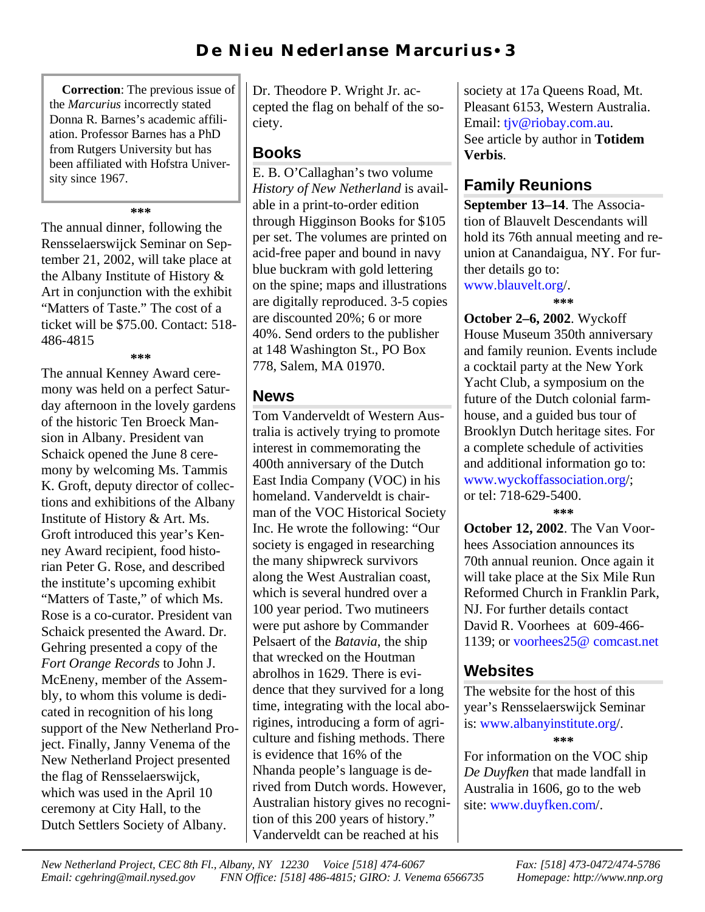**Correction**: The previous issue of the *Marcurius* incorrectly stated Donna R. Barnes's academic affiliation. Professor Barnes has a PhD from Rutgers University but has been affiliated with Hofstra University since 1967.

\*\*\*

The annual dinner, following the Rensselaerswijck Seminar on September 21, 2002, will take place at the Albany Institute of History & Art in conjunction with the exhibit "Matters of Taste." The cost of a ticket will be $75.00. Contact: 518-486-4815

\*\*\*

The annual Kenney Award ceremony was held on a perfect Saturday afternoon in the lovely gardens of the historic Ten Broeck Mansion in Albany. President van Schaick opened the June 8 ceremony by welcoming Ms. Tammis K. Groft, deputy director of collections and exhibitions of the Albany Institute of History & Art. Ms. Groft introduced this year's Kenney Award recipient, food historian Peter G. Rose, and described the institute's upcoming exhibit "Matters of Taste," of which Ms. Rose is a co-curator. President van Schaick presented the Award. Dr. Gehring presented a copy of the *Fort Orange Records* to John J. McEneny, member of the Assembly, to whom this volume is dedicated in recognition of his long support of the New Netherland Project. Finally, Janny Venema of the New Netherland Project presented the flag of Rensselaerswijck, which was used in the April 10 ceremony at City Hall, to the Dutch Settlers Society of Albany. Dr. Theodore P. Wright Jr. accepted the flag on behalf of the society.

## Books

E. B. O'Callaghan's two volume *History of New Netherland* is available in a print-to-order edition through Higginson Books for $105 per set. The volumes are printed on acid-free paper and bound in navy blue buckram with gold lettering on the spine; maps and illustrations are digitally reproduced. 3-5 copies are discounted 20%; 6 or more 40%. Send orders to the publisher at 148 Washington St., PO Box 778, Salem, MA 01970.

## News

Tom Vanderveldt of Western Australia is actively trying to promote interest in commemorating the 400th anniversary of the Dutch East India Company (VOC) in his homeland. Vanderveldt is chairman of the VOC Historical Society Inc. He wrote the following: "Our society is engaged in researching the many shipwreck survivors along the West Australian coast, which is several hundred over a 100 year period. Two mutineers were put ashore by Commander Pelsaert of the *Batavia*, the ship that wrecked on the Houtman abrolhos in 1629. There is evidence that they survived for a long time, integrating with the local aborigines, introducing a form of agriculture and fishing methods. There is evidence that 16% of the Nhanda people's language is derived from Dutch words. However, Australian history gives no recognition of this 200 years of history." Vanderveldt can be reached at his society at 17a Queens Road, Mt. Pleasant 6153, Western Australia. Email: tjv@riobay.com.au. See article by author in **Totidem Verbis**.

## Family Reunions

**September 13–14**. The Association of Blauvelt Descendants will hold its 76th annual meeting and reunion at Canandaigua, NY. For further details go to: www.blauvelt.org/.

\*\*\*

**October 2–6, 2002**. Wyckoff House Museum 350th anniversary and family reunion. Events include a cocktail party at the New York Yacht Club, a symposium on the future of the Dutch colonial farmhouse, and a guided bus tour of Brooklyn Dutch heritage sites. For a complete schedule of activities and additional information go to: www.wyckoffassociation.org/; or tel: 718-629-5400.

\*\*\*

**October 12, 2002**. The Van Voorhees Association announces its 70th annual reunion. Once again it will take place at the Six Mile Run Reformed Church in Franklin Park, NJ. For further details contact David R. Voorhees at 609-466-1139; or voorhees25@ comcast.net

## Websites

The website for the host of this year's Rensselaerswijck Seminar is: www.albanyinstitute.org/.

\*\*\*

For information on the VOC ship *De Duyfken* that made landfall in Australia in 1606, go to the web site: www.duyfken.com/.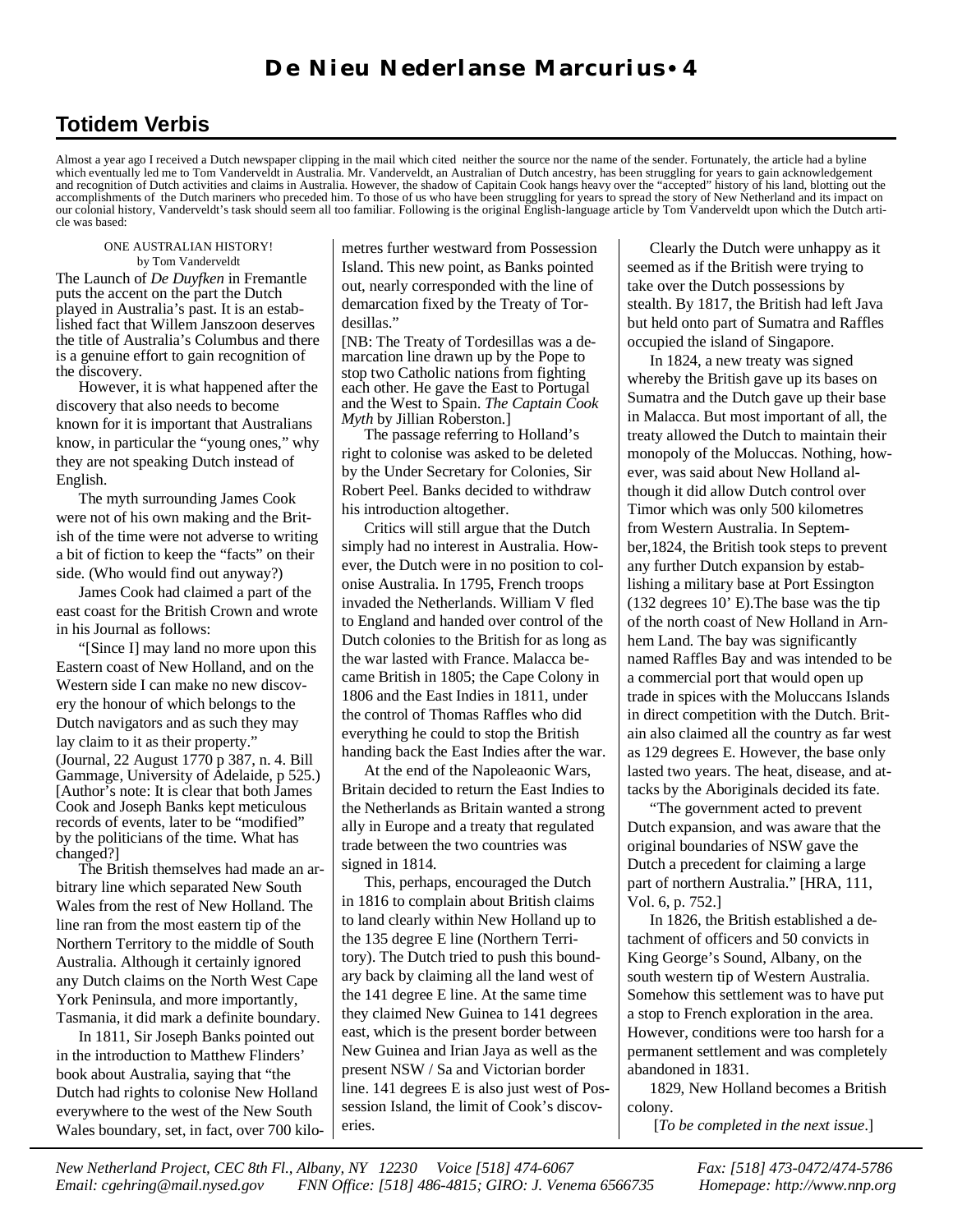## Totidem Verbis

Almost a year ago I received a Dutch newspaper clipping in the mail which cited neither the source nor the name of the sender. Fortunately, the article had a byline which eventually led me to Tom Vanderveldt in Australia. Mr. Vanderveldt, an Australian of Dutch ancestry, has been struggling for years to gain acknowledgement and recognition of Dutch activities and claims in Australia. However, the shadow of Capitain Cook hangs heavy over the "accepted" history of his land, blotting out the accomplishments of the Dutch mariners who preceded him. To those of us who have been struggling for years to spread the story of New Netherland and its impact on our colonial history, Vanderveldt's task should seem all too familiar. Following is the original English-language article by Tom Vanderveldt upon which the Dutch article was based:

ONE AUSTRALIAN HISTORY!
by Tom Vanderveldt

The Launch of *De Duyfken* in Fremantle puts the accent on the part the Dutch played in Australia's past. It is an established fact that Willem Janszoon deserves the title of Australia's Columbus and there is a genuine effort to gain recognition of the discovery.

However, it is what happened after the discovery that also needs to become known for it is important that Australians know, in particular the "young ones," why they are not speaking Dutch instead of English.

The myth surrounding James Cook were not of his own making and the British of the time were not adverse to writing a bit of fiction to keep the "facts" on their side. (Who would find out anyway?)

James Cook had claimed a part of the east coast for the British Crown and wrote in his Journal as follows:

"[Since I] may land no more upon this Eastern coast of New Holland, and on the Western side I can make no new discovery the honour of which belongs to the Dutch navigators and as such they may lay claim to it as their property." (Journal, 22 August 1770 p 387, n. 4. Bill Gammage, University of Adelaide, p 525.) [Author's note: It is clear that both James Cook and Joseph Banks kept meticulous records of events, later to be "modified" by the politicians of the time. What has changed?]

The British themselves had made an arbitrary line which separated New South Wales from the rest of New Holland. The line ran from the most eastern tip of the Northern Territory to the middle of South Australia. Although it certainly ignored any Dutch claims on the North West Cape York Peninsula, and more importantly, Tasmania, it did mark a definite boundary.

In 1811, Sir Joseph Banks pointed out in the introduction to Matthew Flinders' book about Australia, saying that "the Dutch had rights to colonise New Holland everywhere to the west of the New South Wales boundary, set, in fact, over 700 kilometres further westward from Possession Island. This new point, as Banks pointed out, nearly corresponded with the line of demarcation fixed by the Treaty of Tordesillas."

[NB: The Treaty of Tordesillas was a demarcation line drawn up by the Pope to stop two Catholic nations from fighting each other. He gave the East to Portugal and the West to Spain. *The Captain Cook Myth* by Jillian Roberston.]

The passage referring to Holland's right to colonise was asked to be deleted by the Under Secretary for Colonies, Sir Robert Peel. Banks decided to withdraw his introduction altogether.

Critics will still argue that the Dutch simply had no interest in Australia. However, the Dutch were in no position to colonise Australia. In 1795, French troops invaded the Netherlands. William V fled to England and handed over control of the Dutch colonies to the British for as long as the war lasted with France. Malacca became British in 1805; the Cape Colony in 1806 and the East Indies in 1811, under the control of Thomas Raffles who did everything he could to stop the British handing back the East Indies after the war.

At the end of the Napoleaonic Wars, Britain decided to return the East Indies to the Netherlands as Britain wanted a strong ally in Europe and a treaty that regulated trade between the two countries was signed in 1814.

This, perhaps, encouraged the Dutch in 1816 to complain about British claims to land clearly within New Holland up to the 135 degree E line (Northern Territory). The Dutch tried to push this boundary back by claiming all the land west of the 141 degree E line. At the same time they claimed New Guinea to 141 degrees east, which is the present border between New Guinea and Irian Jaya as well as the present NSW / Sa and Victorian border line. 141 degrees E is also just west of Possession Island, the limit of Cook's discoveries.

Clearly the Dutch were unhappy as it seemed as if the British were trying to take over the Dutch possessions by stealth. By 1817, the British had left Java but held onto part of Sumatra and Raffles occupied the island of Singapore.

In 1824, a new treaty was signed whereby the British gave up its bases on Sumatra and the Dutch gave up their base in Malacca. But most important of all, the treaty allowed the Dutch to maintain their monopoly of the Moluccas. Nothing, however, was said about New Holland although it did allow Dutch control over Timor which was only 500 kilometres from Western Australia. In September,1824, the British took steps to prevent any further Dutch expansion by establishing a military base at Port Essington (132 degrees 10' E).The base was the tip of the north coast of New Holland in Arnhem Land. The bay was significantly named Raffles Bay and was intended to be a commercial port that would open up trade in spices with the Moluccans Islands in direct competition with the Dutch. Britain also claimed all the country as far west as 129 degrees E. However, the base only lasted two years. The heat, disease, and attacks by the Aboriginals decided its fate.

"The government acted to prevent Dutch expansion, and was aware that the original boundaries of NSW gave the Dutch a precedent for claiming a large part of northern Australia." [HRA, 111, Vol. 6, p. 752.]

In 1826, the British established a detachment of officers and 50 convicts in King George's Sound, Albany, on the south western tip of Western Australia. Somehow this settlement was to have put a stop to French exploration in the area. However, conditions were too harsh for a permanent settlement and was completely abandoned in 1831.

1829, New Holland becomes a British colony.

[*To be completed in the next issue*.]

*New Netherland Project, CEC 8th Fl., Albany, NY 12230 Voice [518] 474-6067 Fax: [518] 473-0472/474-5786*
*Email: cgehring@mail.nysed.gov FNN Office: [518] 486-4815; GIRO: J. Venema 6566735 Homepage: http://www.nnp.org*